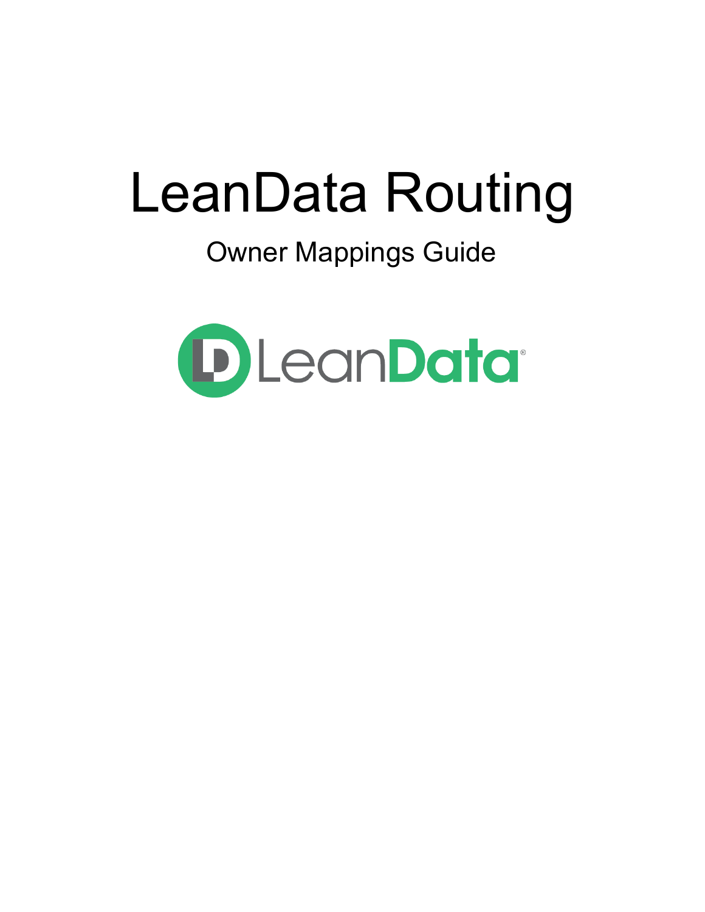# LeanData Routing

## Owner Mappings Guide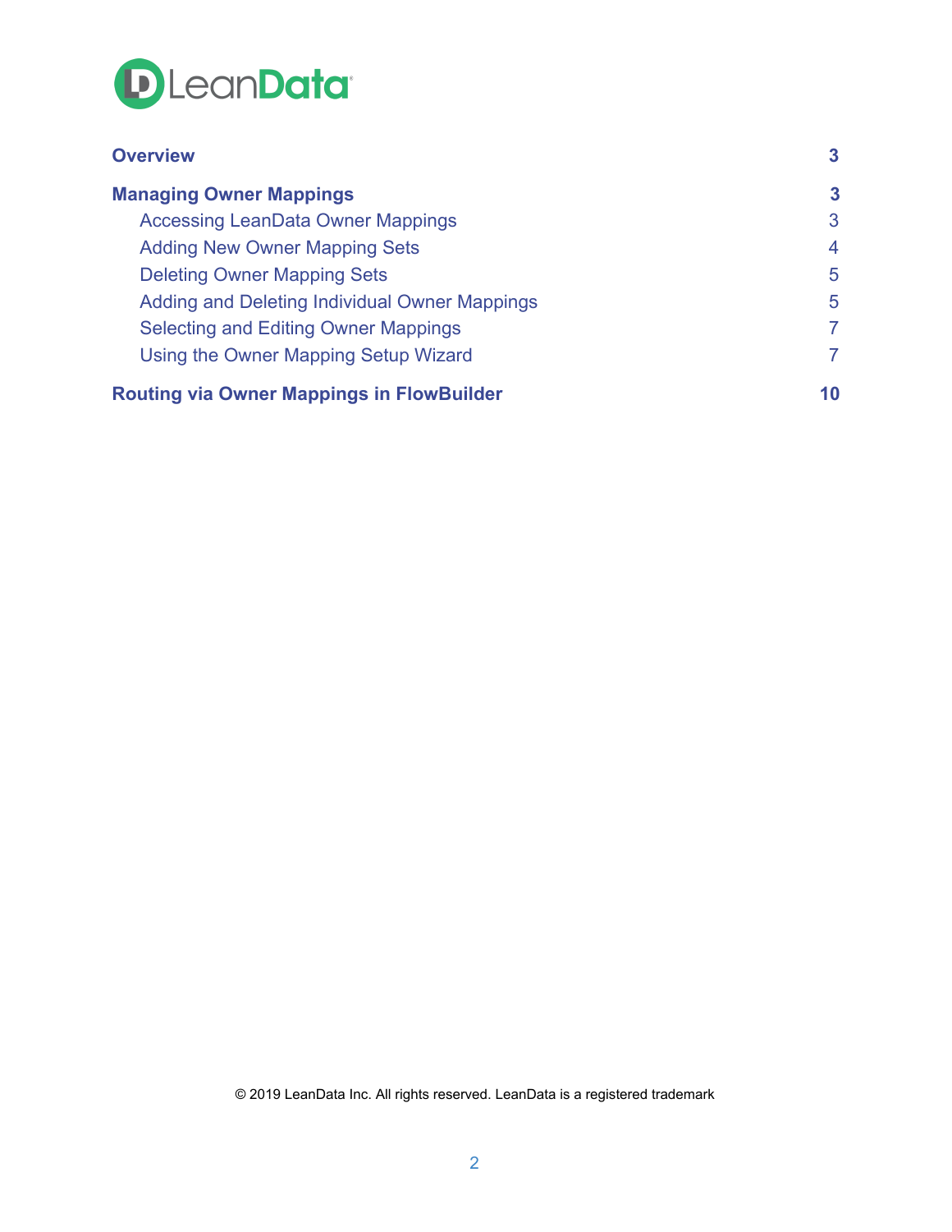| | |
|---|---|
| **Overview** | **3** |
| **Managing Owner Mappings** | **3** |
| Accessing LeanData Owner Mappings | 3 |
| Adding New Owner Mapping Sets | 4 |
| Deleting Owner Mapping Sets | 5 |
| Adding and Deleting Individual Owner Mappings | 5 |
| Selecting and Editing Owner Mappings | 7 |
| Using the Owner Mapping Setup Wizard | 7 |
| **Routing via Owner Mappings in FlowBuilder** | **10** |

© 2019 LeanData Inc. All rights reserved. LeanData is a registered trademark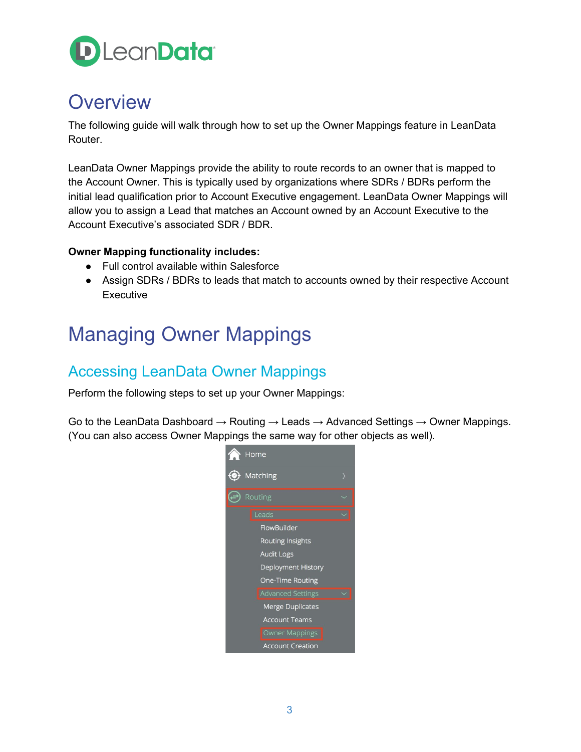# Overview

The following guide will walk through how to set up the Owner Mappings feature in LeanData Router.

LeanData Owner Mappings provide the ability to route records to an owner that is mapped to the Account Owner. This is typically used by organizations where SDRs / BDRs perform the initial lead qualification prior to Account Executive engagement. LeanData Owner Mappings will allow you to assign a Lead that matches an Account owned by an Account Executive to the Account Executive's associated SDR / BDR.

**Owner Mapping functionality includes:**

- Full control available within Salesforce
- Assign SDRs / BDRs to leads that match to accounts owned by their respective Account Executive

# Managing Owner Mappings

## Accessing LeanData Owner Mappings

Perform the following steps to set up your Owner Mappings:

Go to the LeanData Dashboard → Routing → Leads → Advanced Settings → Owner Mappings. (You can also access Owner Mappings the same way for other objects as well).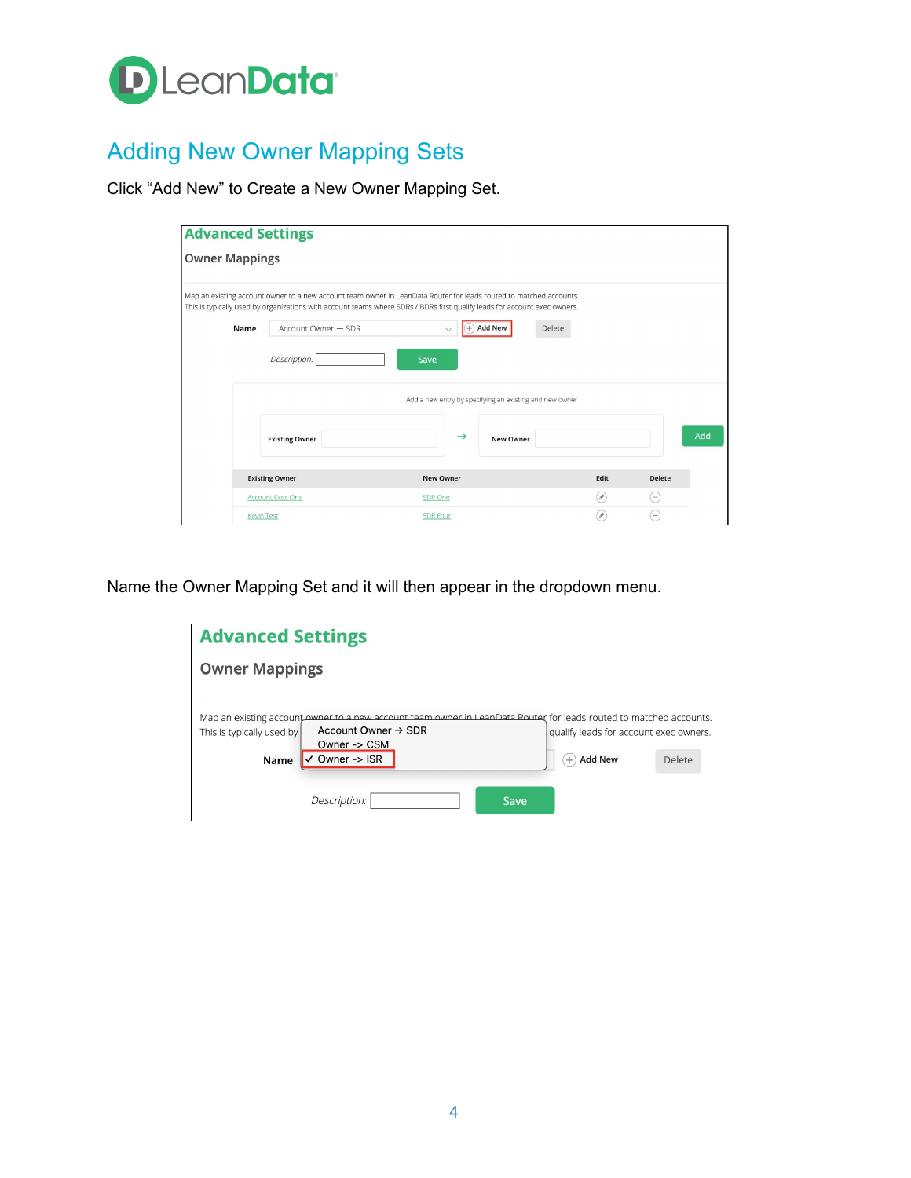# Adding New Owner Mapping Sets

Click "Add New" to Create a New Owner Mapping Set.

Name the Owner Mapping Set and it will then appear in the dropdown menu.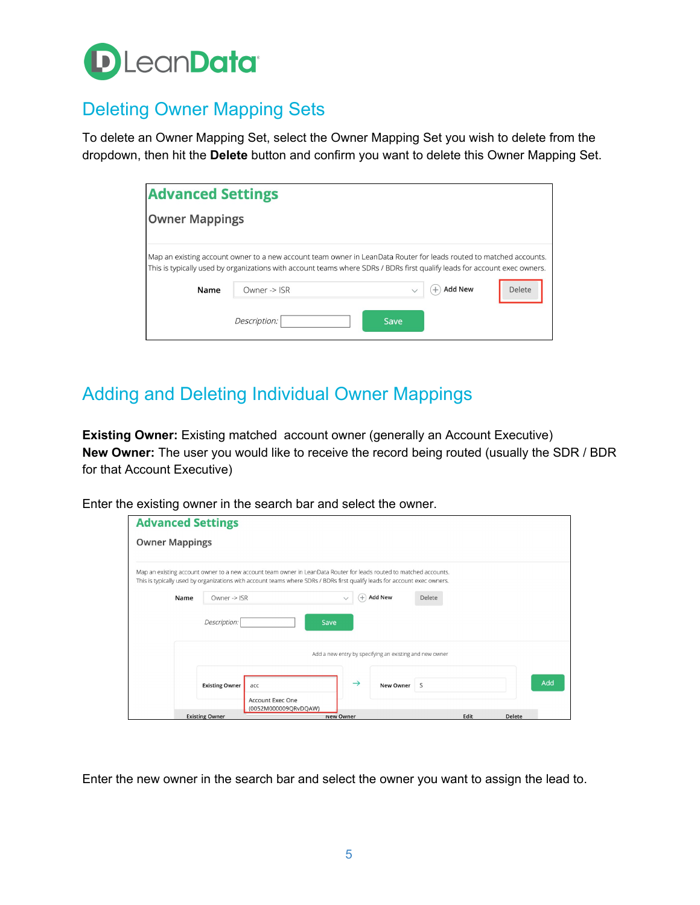## Deleting Owner Mapping Sets

To delete an Owner Mapping Set, select the Owner Mapping Set you wish to delete from the dropdown, then hit the **Delete** button and confirm you want to delete this Owner Mapping Set.

## Adding and Deleting Individual Owner Mappings

**Existing Owner:** Existing matched account owner (generally an Account Executive)
**New Owner:** The user you would like to receive the record being routed (usually the SDR / BDR for that Account Executive)

Enter the existing owner in the search bar and select the owner.

Enter the new owner in the search bar and select the owner you want to assign the lead to.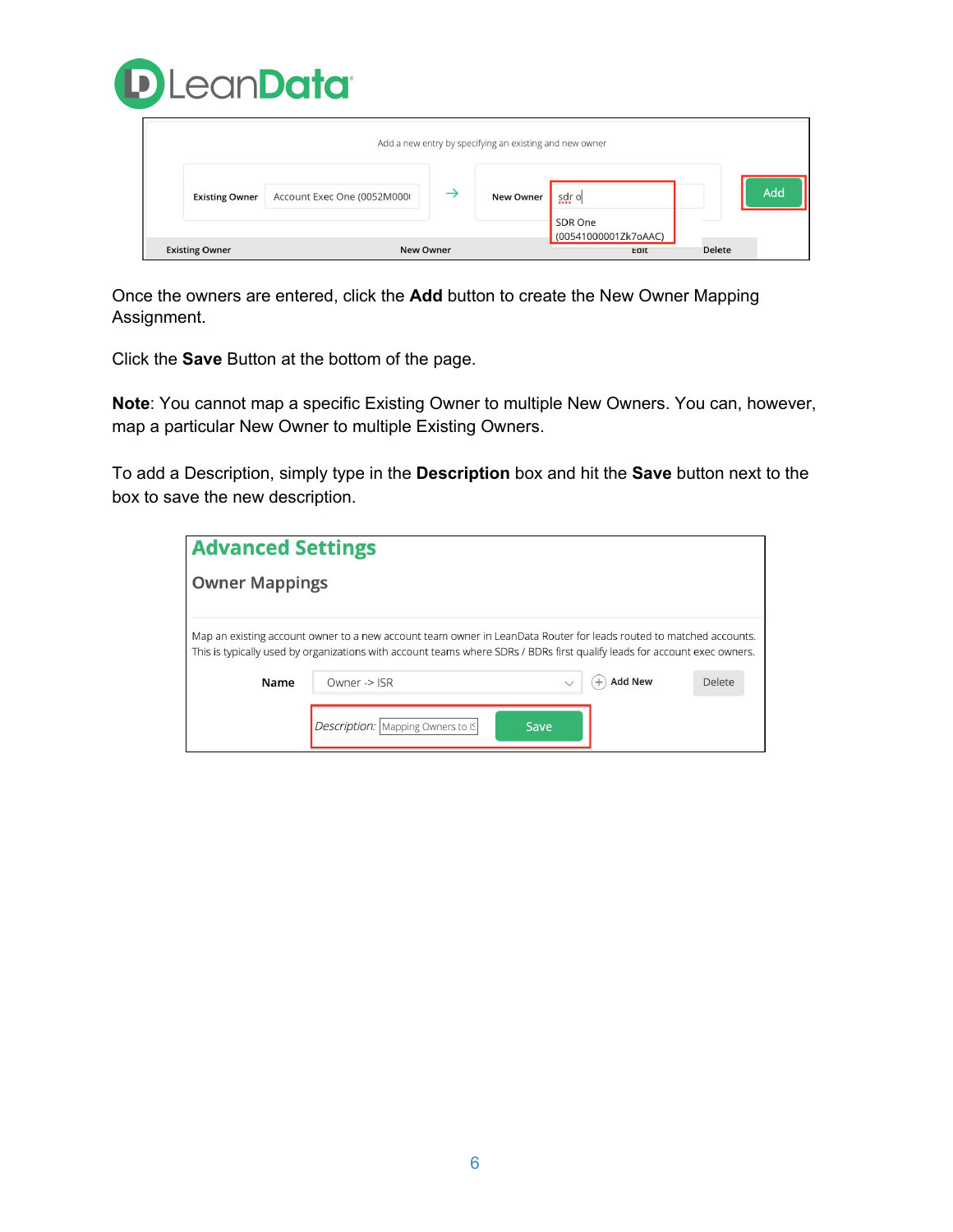Once the owners are entered, click the **Add** button to create the New Owner Mapping Assignment.

Click the **Save** Button at the bottom of the page.

**Note**: You cannot map a specific Existing Owner to multiple New Owners. You can, however, map a particular New Owner to multiple Existing Owners.

To add a Description, simply type in the **Description** box and hit the **Save** button next to the box to save the new description.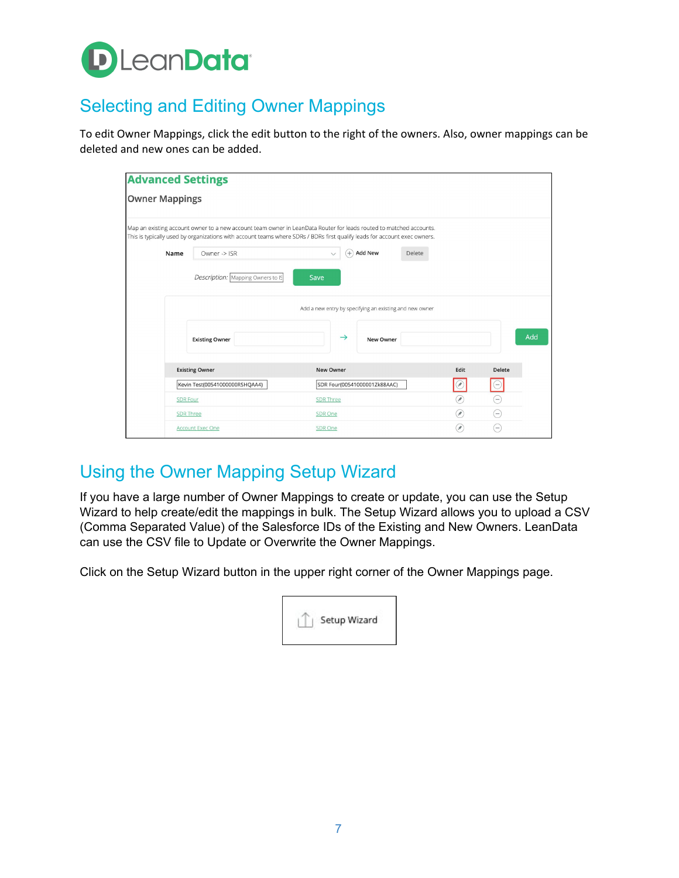## Selecting and Editing Owner Mappings

To edit Owner Mappings, click the edit button to the right of the owners. Also, owner mappings can be deleted and new ones can be added.

## Using the Owner Mapping Setup Wizard

If you have a large number of Owner Mappings to create or update, you can use the Setup Wizard to help create/edit the mappings in bulk. The Setup Wizard allows you to upload a CSV (Comma Separated Value) of the Salesforce IDs of the Existing and New Owners. LeanData can use the CSV file to Update or Overwrite the Owner Mappings.

Click on the Setup Wizard button in the upper right corner of the Owner Mappings page.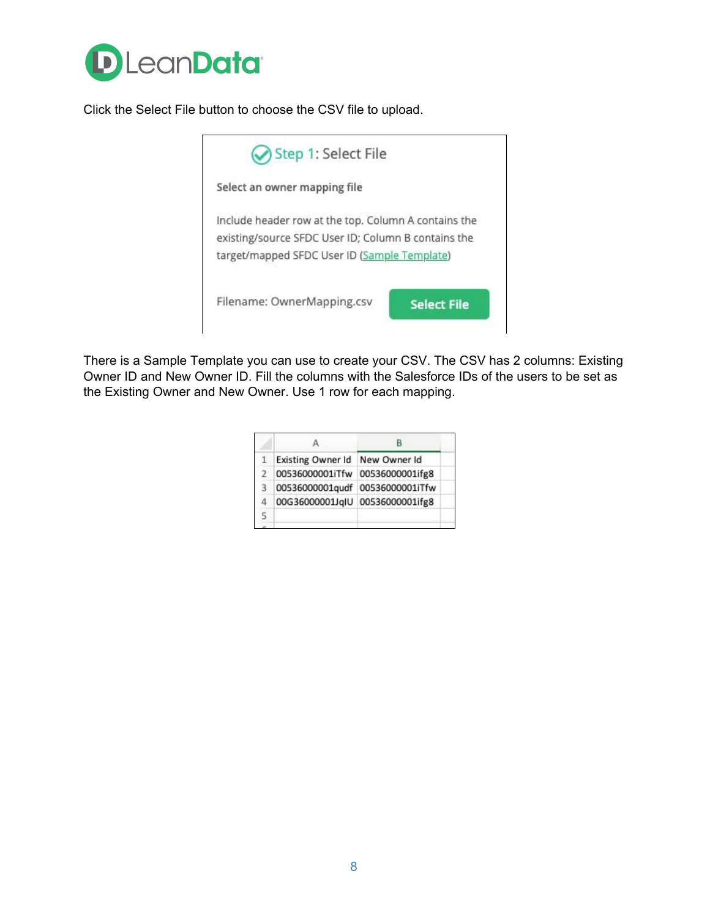Click the Select File button to choose the CSV file to upload.

**Step 1: Select File**

Select an owner mapping file

Include header row at the top. Column A contains the existing/source SFDC User ID; Column B contains the target/mapped SFDC User ID (Sample Template)

Filename: OwnerMapping.csv

Select File

There is a Sample Template you can use to create your CSV. The CSV has 2 columns: Existing Owner ID and New Owner ID. Fill the columns with the Salesforce IDs of the users to be set as the Existing Owner and New Owner. Use 1 row for each mapping.

| | A | B |
|---|---|---|
| 1 | Existing Owner Id | New Owner Id |
| 2 | 00536000001iTfw | 00536000001ifg8 |
| 3 | 00536000001qudf | 00536000001iTfw |
| 4 | 00G36000001JqlU | 00536000001ifg8 |
| 5 | | |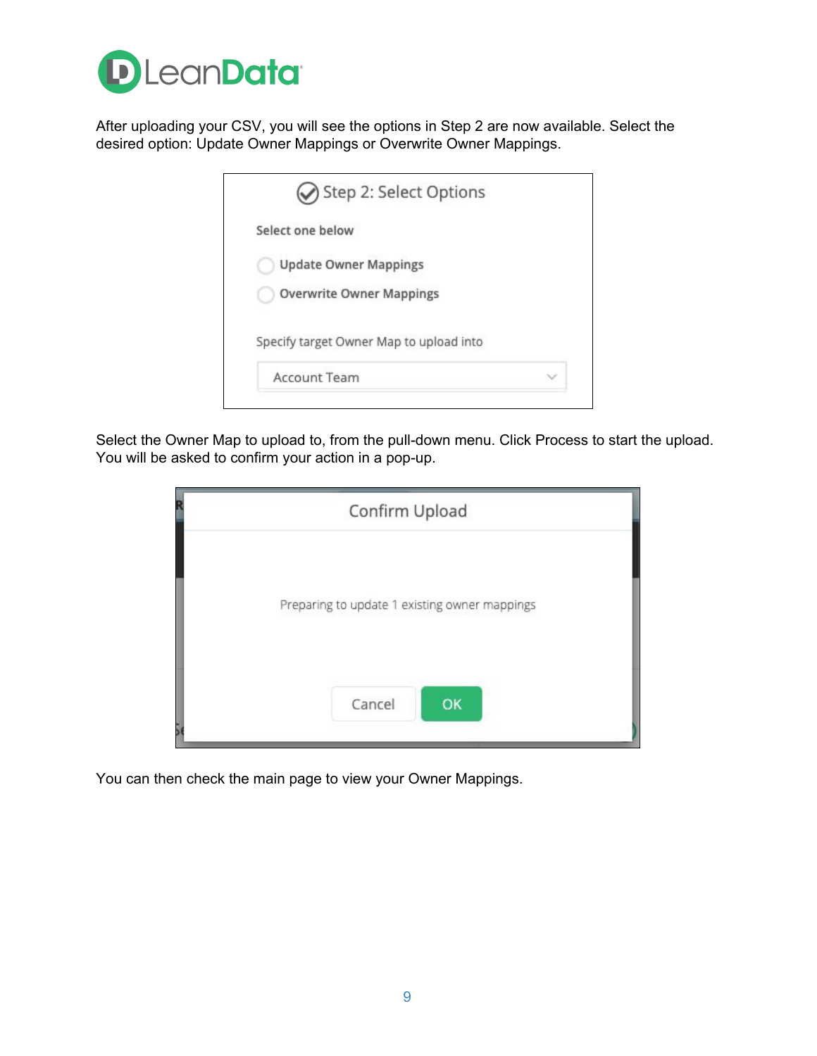After uploading your CSV, you will see the options in Step 2 are now available. Select the desired option: Update Owner Mappings or Overwrite Owner Mappings.

Step 2: Select Options

Select one below

Update Owner Mappings

Overwrite Owner Mappings

Specify target Owner Map to upload into

Account Team

Select the Owner Map to upload to, from the pull-down menu. Click Process to start the upload. You will be asked to confirm your action in a pop-up.

Confirm Upload

Preparing to update 1 existing owner mappings

Cancel OK

You can then check the main page to view your Owner Mappings.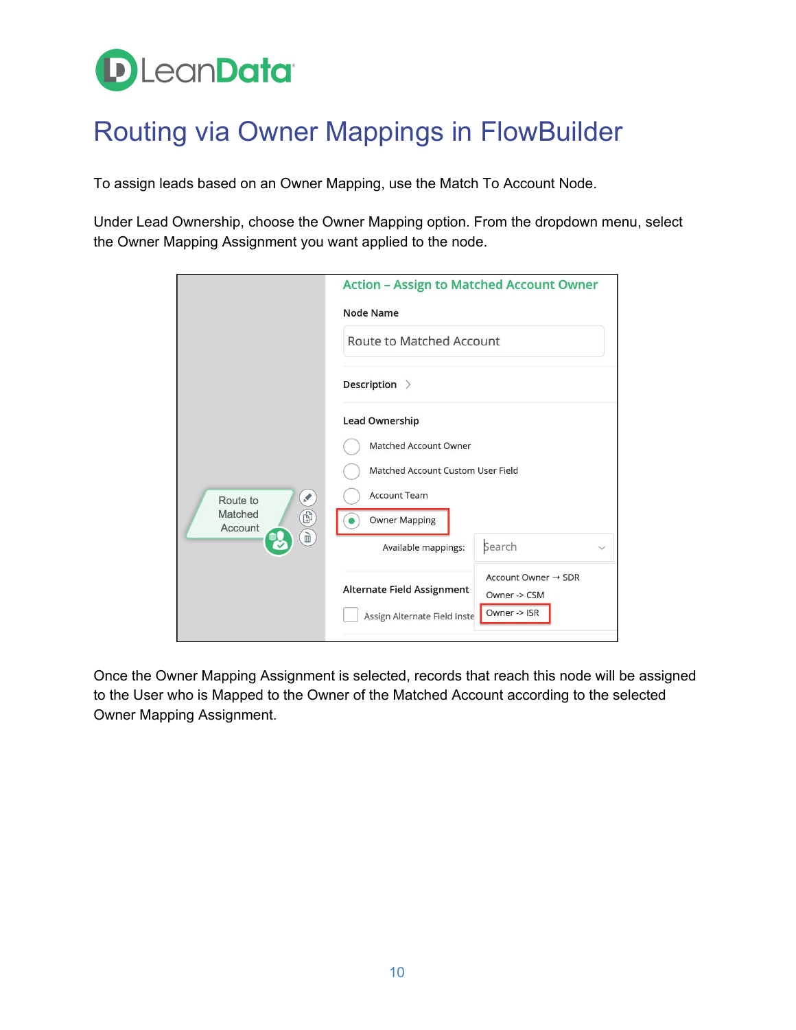# Routing via Owner Mappings in FlowBuilder

To assign leads based on an Owner Mapping, use the Match To Account Node.

Under Lead Ownership, choose the Owner Mapping option. From the dropdown menu, select the Owner Mapping Assignment you want applied to the node.

Once the Owner Mapping Assignment is selected, records that reach this node will be assigned to the User who is Mapped to the Owner of the Matched Account according to the selected Owner Mapping Assignment.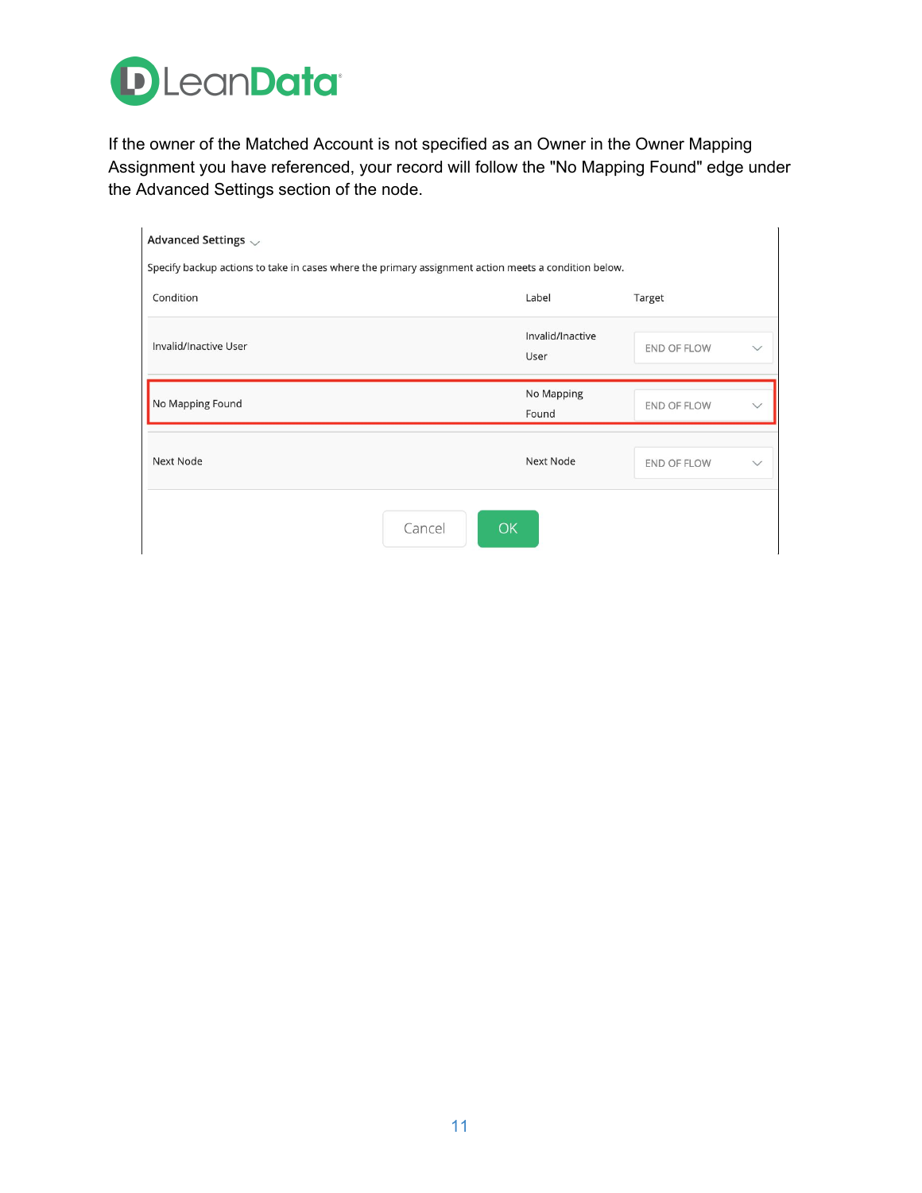If the owner of the Matched Account is not specified as an Owner in the Owner Mapping Assignment you have referenced, your record will follow the "No Mapping Found" edge under the Advanced Settings section of the node.

**Advanced Settings**

Specify backup actions to take in cases where the primary assignment action meets a condition below.

| Condition | Label | Target |
| --- | --- | --- |
| Invalid/Inactive User | Invalid/Inactive User | END OF FLOW |
| No Mapping Found | No Mapping Found | END OF FLOW |
| Next Node | Next Node | END OF FLOW |

Cancel OK